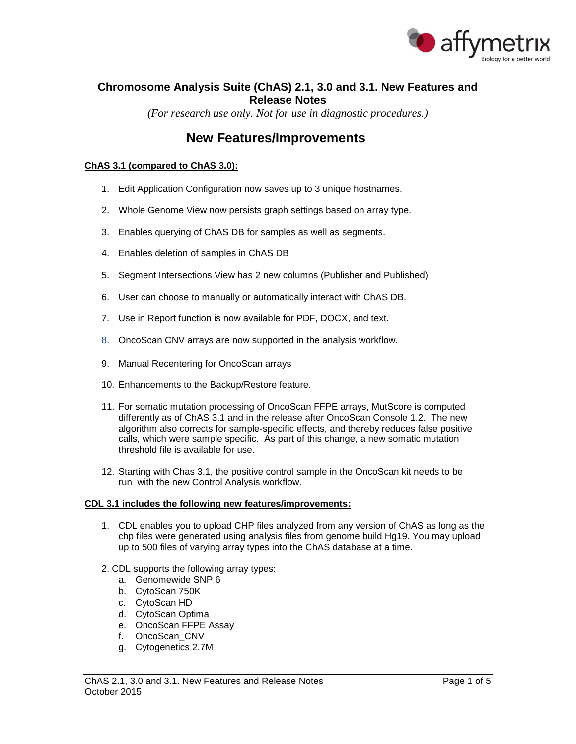# Chromosome Analysis Suite (ChAS) 2.1, 3.0 and 3.1. New Features and Release Notes

*(For research use only. Not for use in diagnostic procedures.)*

## New Features/Improvements

**ChAS 3.1 (compared to ChAS 3.0):**

1. Edit Application Configuration now saves up to 3 unique hostnames.
2. Whole Genome View now persists graph settings based on array type.
3. Enables querying of ChAS DB for samples as well as segments.
4. Enables deletion of samples in ChAS DB
5. Segment Intersections View has 2 new columns (Publisher and Published)
6. User can choose to manually or automatically interact with ChAS DB.
7. Use in Report function is now available for PDF, DOCX, and text.
8. OncoScan CNV arrays are now supported in the analysis workflow.
9. Manual Recentering for OncoScan arrays
10. Enhancements to the Backup/Restore feature.
11. For somatic mutation processing of OncoScan FFPE arrays, MutScore is computed differently as of ChAS 3.1 and in the release after OncoScan Console 1.2. The new algorithm also corrects for sample-specific effects, and thereby reduces false positive calls, which were sample specific. As part of this change, a new somatic mutation threshold file is available for use.
12. Starting with Chas 3.1, the positive control sample in the OncoScan kit needs to be run with the new Control Analysis workflow.

**CDL 3.1 includes the following new features/improvements:**

1. CDL enables you to upload CHP files analyzed from any version of ChAS as long as the chp files were generated using analysis files from genome build Hg19. You may upload up to 500 files of varying array types into the ChAS database at a time.
2. CDL supports the following array types:
   a. Genomewide SNP 6
   b. CytoScan 750K
   c. CytoScan HD
   d. CytoScan Optima
   e. OncoScan FFPE Assay
   f. OncoScan_CNV
   g. Cytogenetics 2.7M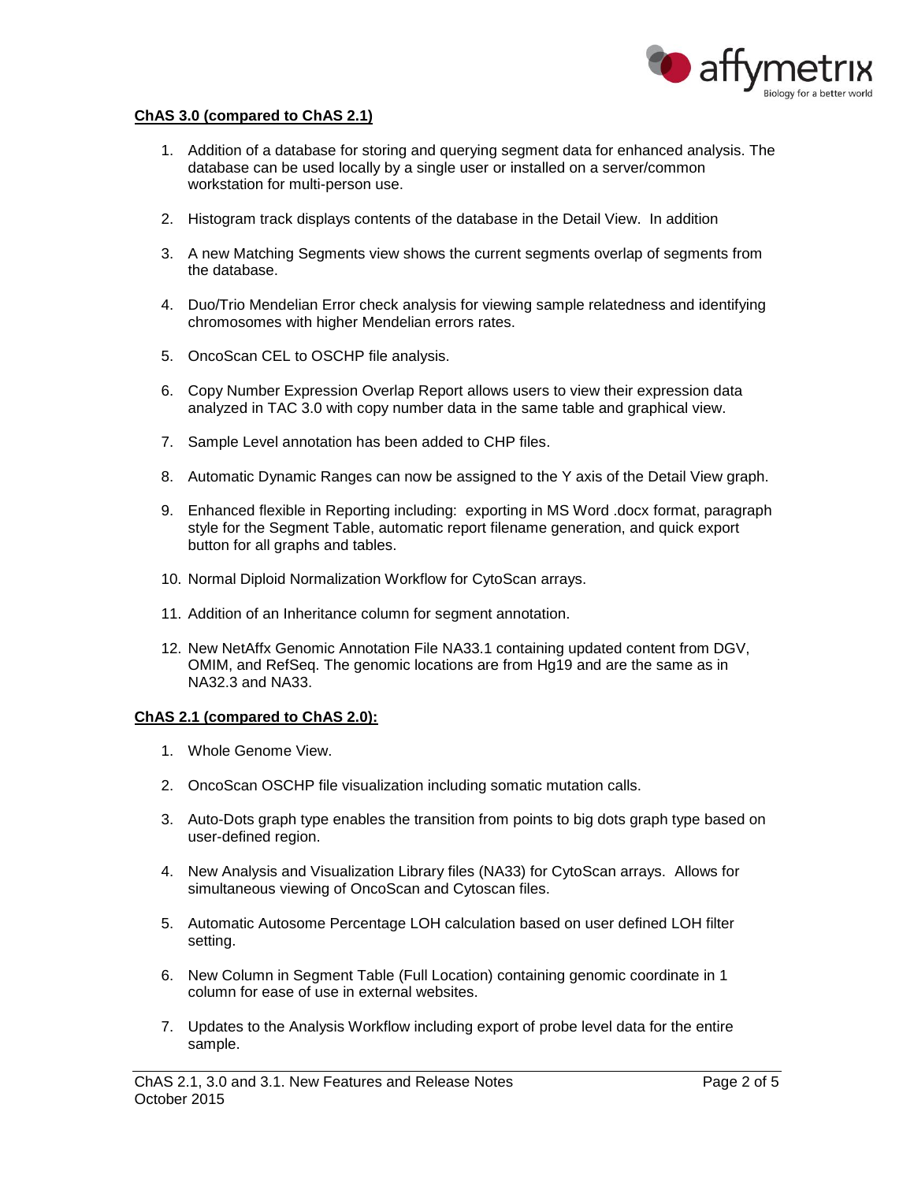**ChaS 3.0 (compared to ChAS 2.1)**

1. Addition of a database for storing and querying segment data for enhanced analysis. The database can be used locally by a single user or installed on a server/common workstation for multi-person use.

2. Histogram track displays contents of the database in the Detail View. In addition

3. A new Matching Segments view shows the current segments overlap of segments from the database.

4. Duo/Trio Mendelian Error check analysis for viewing sample relatedness and identifying chromosomes with higher Mendelian errors rates.

5. OncoScan CEL to OSCHP file analysis.

6. Copy Number Expression Overlap Report allows users to view their expression data analyzed in TAC 3.0 with copy number data in the same table and graphical view.

7. Sample Level annotation has been added to CHP files.

8. Automatic Dynamic Ranges can now be assigned to the Y axis of the Detail View graph.

9. Enhanced flexible in Reporting including: exporting in MS Word .docx format, paragraph style for the Segment Table, automatic report filename generation, and quick export button for all graphs and tables.

10. Normal Diploid Normalization Workflow for CytoScan arrays.

11. Addition of an Inheritance column for segment annotation.

12. New NetAffx Genomic Annotation File NA33.1 containing updated content from DGV, OMIM, and RefSeq. The genomic locations are from Hg19 and are the same as in NA32.3 and NA33.

**ChAS 2.1 (compared to ChAS 2.0):**

1. Whole Genome View.

2. OncoScan OSCHP file visualization including somatic mutation calls.

3. Auto-Dots graph type enables the transition from points to big dots graph type based on user-defined region.

4. New Analysis and Visualization Library files (NA33) for CytoScan arrays. Allows for simultaneous viewing of OncoScan and Cytoscan files.

5. Automatic Autosome Percentage LOH calculation based on user defined LOH filter setting.

6. New Column in Segment Table (Full Location) containing genomic coordinate in 1 column for ease of use in external websites.

7. Updates to the Analysis Workflow including export of probe level data for the entire sample.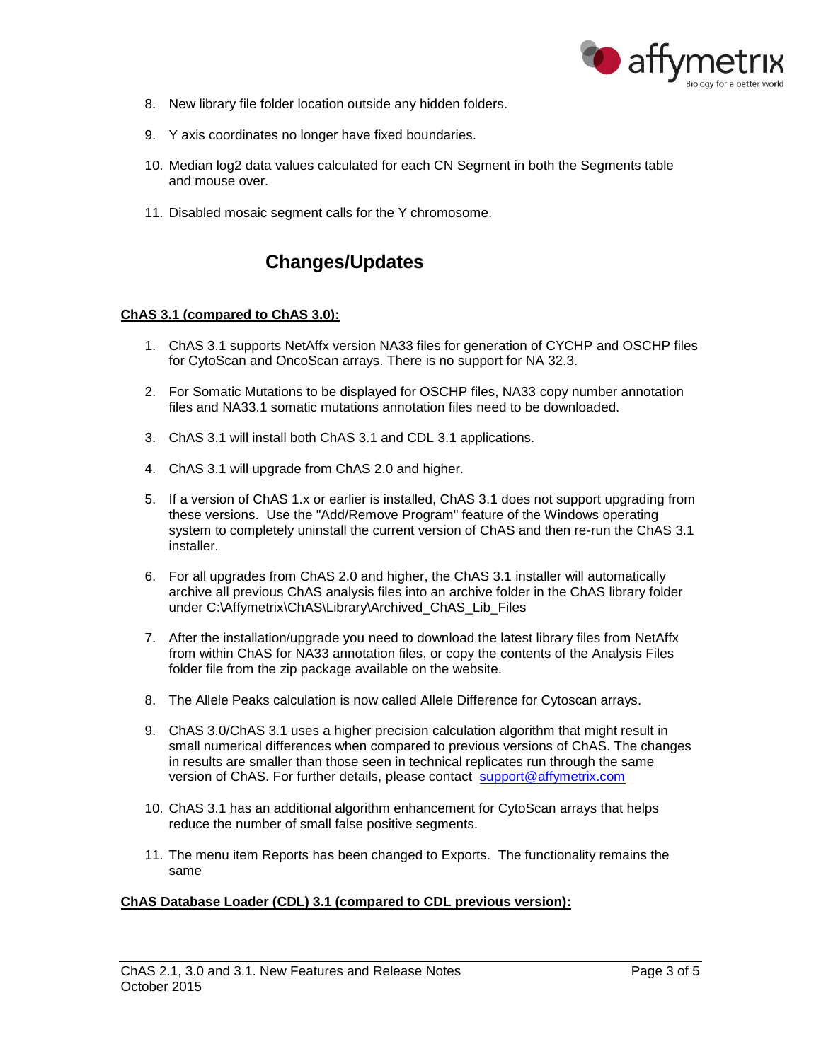8. New library file folder location outside any hidden folders.

9. Y axis coordinates no longer have fixed boundaries.

10. Median log2 data values calculated for each CN Segment in both the Segments table and mouse over.

11. Disabled mosaic segment calls for the Y chromosome.

## Changes/Updates

**ChAS 3.1 (compared to ChAS 3.0):**

1. ChAS 3.1 supports NetAffx version NA33 files for generation of CYCHP and OSCHP files for CytoScan and OncoScan arrays. There is no support for NA 32.3.

2. For Somatic Mutations to be displayed for OSCHP files, NA33 copy number annotation files and NA33.1 somatic mutations annotation files need to be downloaded.

3. ChAS 3.1 will install both ChAS 3.1 and CDL 3.1 applications.

4. ChAS 3.1 will upgrade from ChAS 2.0 and higher.

5. If a version of ChAS 1.x or earlier is installed, ChAS 3.1 does not support upgrading from these versions. Use the "Add/Remove Program" feature of the Windows operating system to completely uninstall the current version of ChAS and then re-run the ChAS 3.1 installer.

6. For all upgrades from ChAS 2.0 and higher, the ChAS 3.1 installer will automatically archive all previous ChAS analysis files into an archive folder in the ChAS library folder under C:\Affymetrix\ChAS\Library\Archived_ChAS_Lib_Files

7. After the installation/upgrade you need to download the latest library files from NetAffx from within ChAS for NA33 annotation files, or copy the contents of the Analysis Files folder file from the zip package available on the website.

8. The Allele Peaks calculation is now called Allele Difference for Cytoscan arrays.

9. ChAS 3.0/ChAS 3.1 uses a higher precision calculation algorithm that might result in small numerical differences when compared to previous versions of ChAS. The changes in results are smaller than those seen in technical replicates run through the same version of ChAS. For further details, please contact support@affymetrix.com

10. ChAS 3.1 has an additional algorithm enhancement for CytoScan arrays that helps reduce the number of small false positive segments.

11. The menu item Reports has been changed to Exports. The functionality remains the same

**ChAS Database Loader (CDL) 3.1 (compared to CDL previous version):**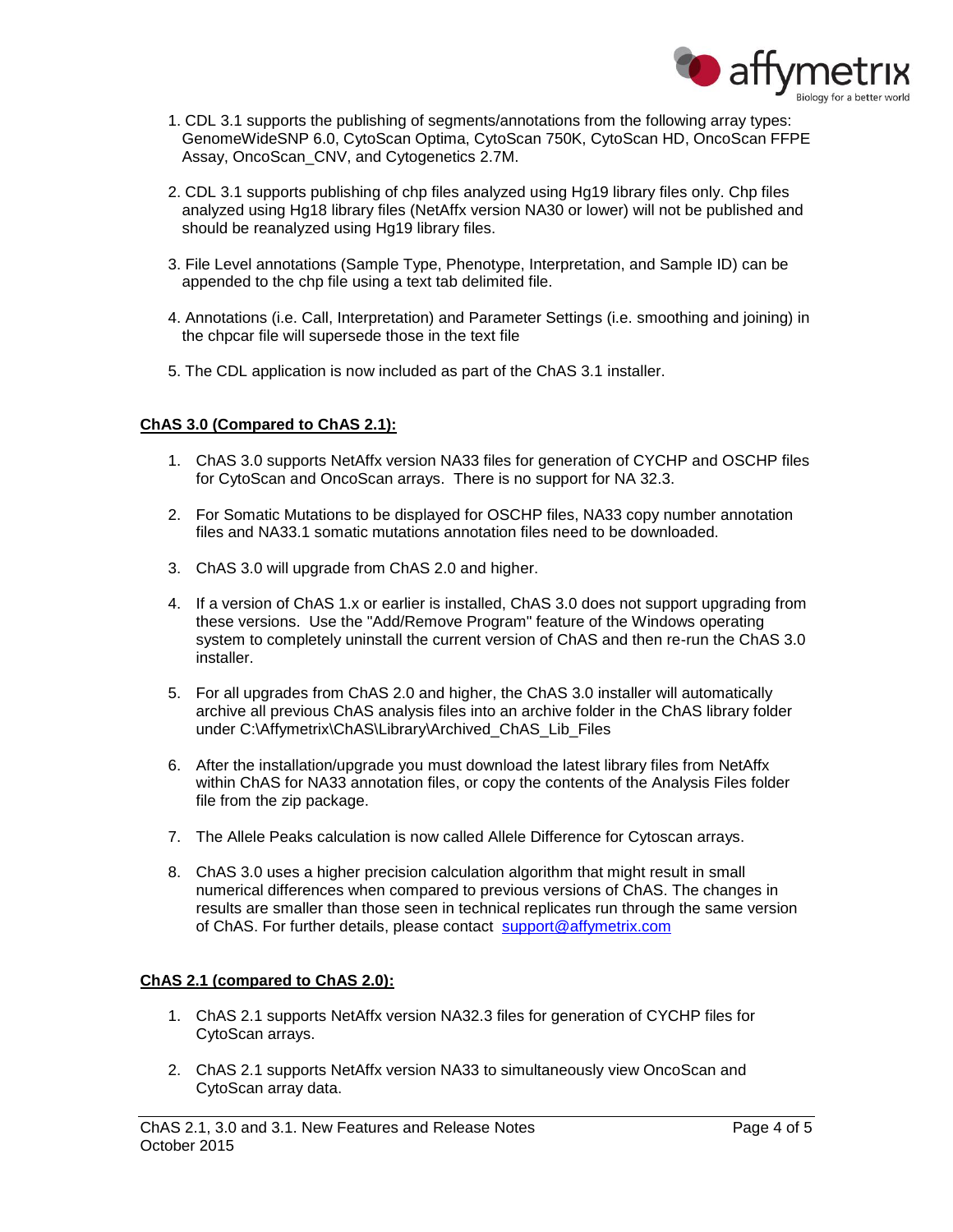1. CDL 3.1 supports the publishing of segments/annotations from the following array types: GenomeWideSNP 6.0, CytoScan Optima, CytoScan 750K, CytoScan HD, OncoScan FFPE Assay, OncoScan_CNV, and Cytogenetics 2.7M.

2. CDL 3.1 supports publishing of chp files analyzed using Hg19 library files only. Chp files analyzed using Hg18 library files (NetAffx version NA30 or lower) will not be published and should be reanalyzed using Hg19 library files.

3. File Level annotations (Sample Type, Phenotype, Interpretation, and Sample ID) can be appended to the chp file using a text tab delimited file.

4. Annotations (i.e. Call, Interpretation) and Parameter Settings (i.e. smoothing and joining) in the chpcar file will supersede those in the text file

5. The CDL application is now included as part of the ChAS 3.1 installer.

**ChAS 3.0 (Compared to ChAS 2.1):**

1. ChAS 3.0 supports NetAffx version NA33 files for generation of CYCHP and OSCHP files for CytoScan and OncoScan arrays. There is no support for NA 32.3.

2. For Somatic Mutations to be displayed for OSCHP files, NA33 copy number annotation files and NA33.1 somatic mutations annotation files need to be downloaded.

3. ChAS 3.0 will upgrade from ChAS 2.0 and higher.

4. If a version of ChAS 1.x or earlier is installed, ChAS 3.0 does not support upgrading from these versions. Use the "Add/Remove Program" feature of the Windows operating system to completely uninstall the current version of ChAS and then re-run the ChAS 3.0 installer.

5. For all upgrades from ChAS 2.0 and higher, the ChAS 3.0 installer will automatically archive all previous ChAS analysis files into an archive folder in the ChAS library folder under C:\Affymetrix\ChAS\Library\Archived_ChAS_Lib_Files

6. After the installation/upgrade you must download the latest library files from NetAffx within ChAS for NA33 annotation files, or copy the contents of the Analysis Files folder file from the zip package.

7. The Allele Peaks calculation is now called Allele Difference for Cytoscan arrays.

8. ChAS 3.0 uses a higher precision calculation algorithm that might result in small numerical differences when compared to previous versions of ChAS. The changes in results are smaller than those seen in technical replicates run through the same version of ChAS. For further details, please contact support@affymetrix.com

**ChAS 2.1 (compared to ChAS 2.0):**

1. ChAS 2.1 supports NetAffx version NA32.3 files for generation of CYCHP files for CytoScan arrays.

2. ChAS 2.1 supports NetAffx version NA33 to simultaneously view OncoScan and CytoScan array data.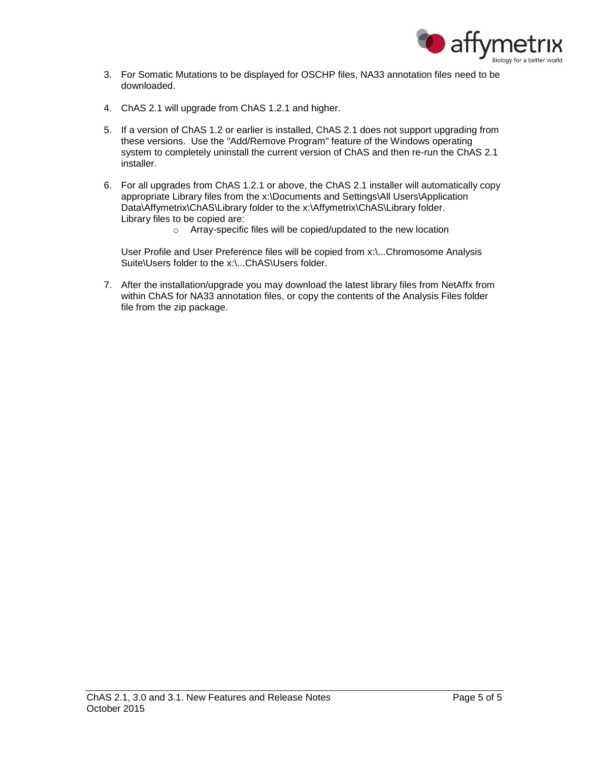3. For Somatic Mutations to be displayed for OSCHP files, NA33 annotation files need to be downloaded.

4. ChAS 2.1 will upgrade from ChAS 1.2.1 and higher.

5. If a version of ChAS 1.2 or earlier is installed, ChAS 2.1 does not support upgrading from these versions. Use the "Add/Remove Program" feature of the Windows operating system to completely uninstall the current version of ChAS and then re-run the ChAS 2.1 installer.

6. For all upgrades from ChAS 1.2.1 or above, the ChAS 2.1 installer will automatically copy appropriate Library files from the x:\Documents and Settings\All Users\Application Data\Affymetrix\ChAS\Library folder to the x:\Affymetrix\ChAS\Library folder. Library files to be copied are:
   - Array-specific files will be copied/updated to the new location

   User Profile and User Preference files will be copied from x:\...Chromosome Analysis Suite\Users folder to the x:\...ChAS\Users folder.

7. After the installation/upgrade you may download the latest library files from NetAffx from within ChAS for NA33 annotation files, or copy the contents of the Analysis Files folder file from the zip package.